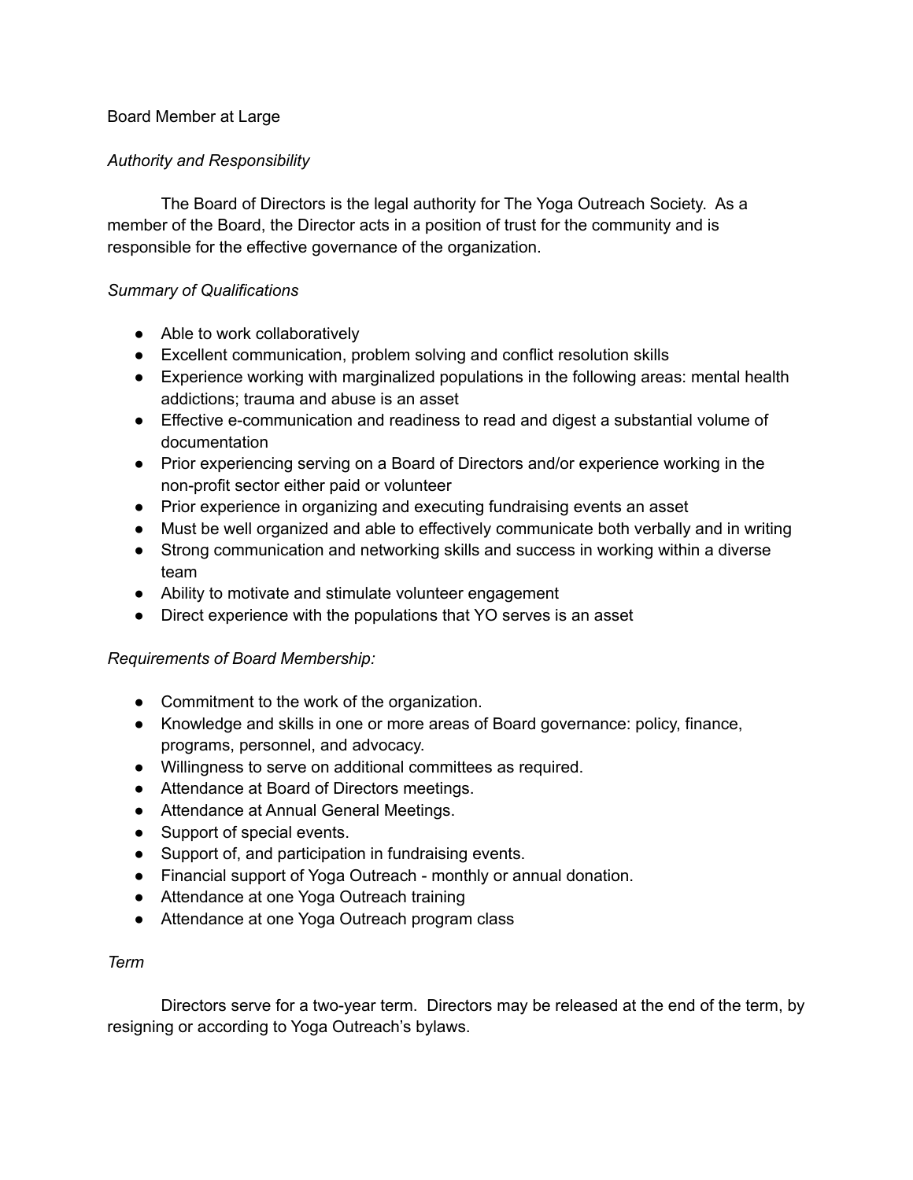# Board Member at Large

*Authority and Responsibility*

The Board of Directors is the legal authority for The Yoga Outreach Society. As a member of the Board, the Director acts in a position of trust for the community and is responsible for the effective governance of the organization.

*Summary of Qualifications*

- Able to work collaboratively
- Excellent communication, problem solving and conflict resolution skills
- Experience working with marginalized populations in the following areas: mental health addictions; trauma and abuse is an asset
- Effective e-communication and readiness to read and digest a substantial volume of documentation
- Prior experiencing serving on a Board of Directors and/or experience working in the non-profit sector either paid or volunteer
- Prior experience in organizing and executing fundraising events an asset
- Must be well organized and able to effectively communicate both verbally and in writing
- Strong communication and networking skills and success in working within a diverse team
- Ability to motivate and stimulate volunteer engagement
- Direct experience with the populations that YO serves is an asset

*Requirements of Board Membership:*

- Commitment to the work of the organization.
- Knowledge and skills in one or more areas of Board governance: policy, finance, programs, personnel, and advocacy.
- Willingness to serve on additional committees as required.
- Attendance at Board of Directors meetings.
- Attendance at Annual General Meetings.
- Support of special events.
- Support of, and participation in fundraising events.
- Financial support of Yoga Outreach - monthly or annual donation.
- Attendance at one Yoga Outreach training
- Attendance at one Yoga Outreach program class

*Term*

Directors serve for a two-year term. Directors may be released at the end of the term, by resigning or according to Yoga Outreach's bylaws.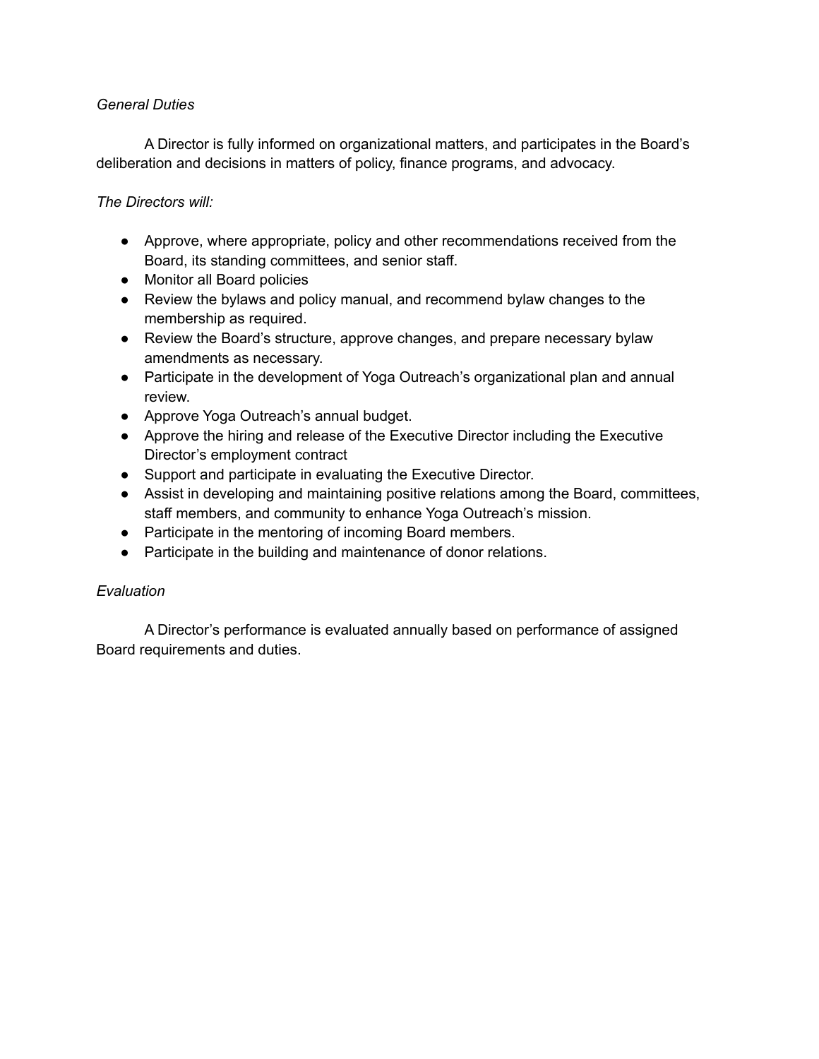*General Duties*

A Director is fully informed on organizational matters, and participates in the Board's deliberation and decisions in matters of policy, finance programs, and advocacy.

*The Directors will:*

- Approve, where appropriate, policy and other recommendations received from the Board, its standing committees, and senior staff.
- Monitor all Board policies
- Review the bylaws and policy manual, and recommend bylaw changes to the membership as required.
- Review the Board's structure, approve changes, and prepare necessary bylaw amendments as necessary.
- Participate in the development of Yoga Outreach's organizational plan and annual review.
- Approve Yoga Outreach's annual budget.
- Approve the hiring and release of the Executive Director including the Executive Director's employment contract
- Support and participate in evaluating the Executive Director.
- Assist in developing and maintaining positive relations among the Board, committees, staff members, and community to enhance Yoga Outreach's mission.
- Participate in the mentoring of incoming Board members.
- Participate in the building and maintenance of donor relations.

*Evaluation*

A Director's performance is evaluated annually based on performance of assigned Board requirements and duties.